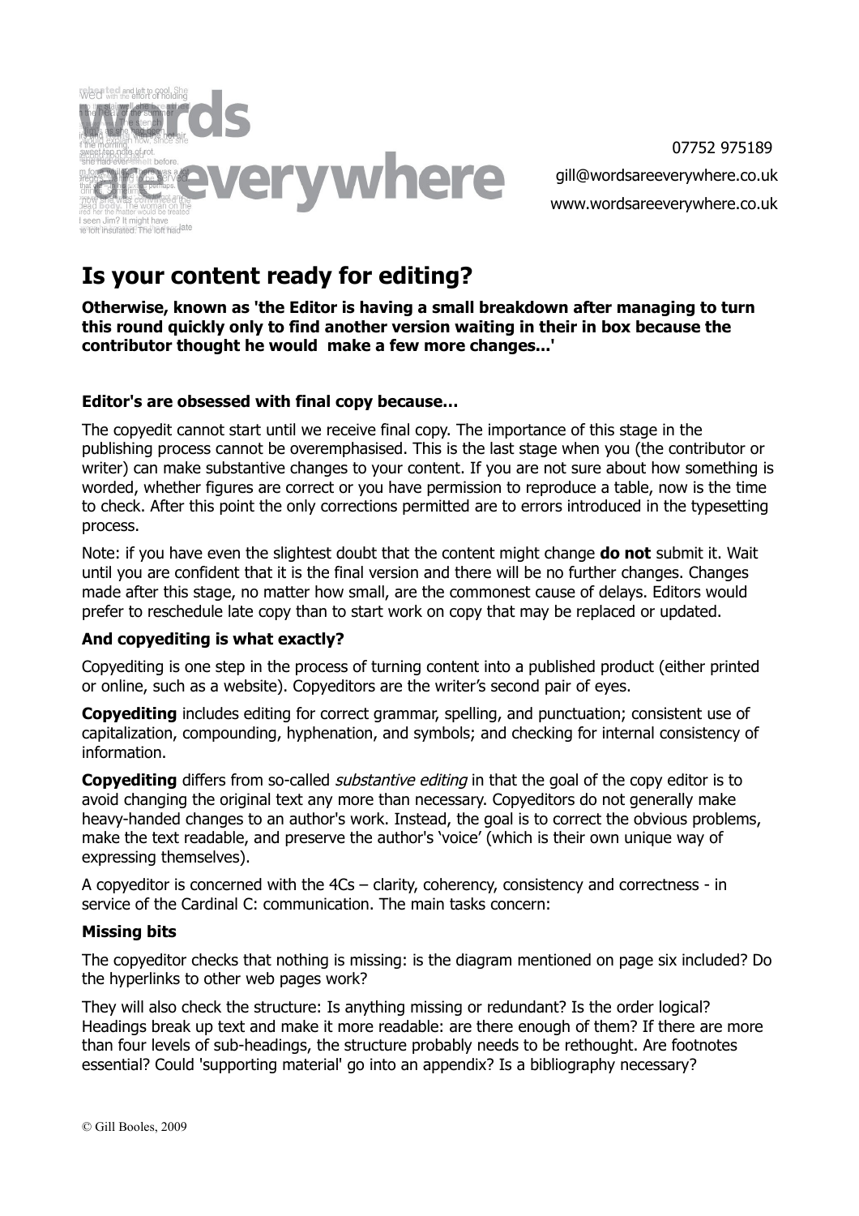07752 975189
gill@wordsareeverywhere.co.uk
www.wordsareeverywhere.co.uk

# Is your content ready for editing?

**Otherwise, known as 'the Editor is having a small breakdown after managing to turn this round quickly only to find another version waiting in their in box because the contributor thought he would make a few more changes...'**

### Editor's are obsessed with final copy because…

The copyedit cannot start until we receive final copy. The importance of this stage in the publishing process cannot be overemphasised. This is the last stage when you (the contributor or writer) can make substantive changes to your content. If you are not sure about how something is worded, whether figures are correct or you have permission to reproduce a table, now is the time to check. After this point the only corrections permitted are to errors introduced in the typesetting process.

Note: if you have even the slightest doubt that the content might change **do not** submit it. Wait until you are confident that it is the final version and there will be no further changes. Changes made after this stage, no matter how small, are the commonest cause of delays. Editors would prefer to reschedule late copy than to start work on copy that may be replaced or updated.

### And copyediting is what exactly?

Copyediting is one step in the process of turning content into a published product (either printed or online, such as a website). Copyeditors are the writer's second pair of eyes.

**Copyediting** includes editing for correct grammar, spelling, and punctuation; consistent use of capitalization, compounding, hyphenation, and symbols; and checking for internal consistency of information.

**Copyediting** differs from so-called *substantive editing* in that the goal of the copy editor is to avoid changing the original text any more than necessary. Copyeditors do not generally make heavy-handed changes to an author's work. Instead, the goal is to correct the obvious problems, make the text readable, and preserve the author's 'voice' (which is their own unique way of expressing themselves).

A copyeditor is concerned with the 4Cs – clarity, coherency, consistency and correctness - in service of the Cardinal C: communication. The main tasks concern:

### Missing bits

The copyeditor checks that nothing is missing: is the diagram mentioned on page six included? Do the hyperlinks to other web pages work?

They will also check the structure: Is anything missing or redundant? Is the order logical? Headings break up text and make it more readable: are there enough of them? If there are more than four levels of sub-headings, the structure probably needs to be rethought. Are footnotes essential? Could 'supporting material' go into an appendix? Is a bibliography necessary?

© Gill Booles, 2009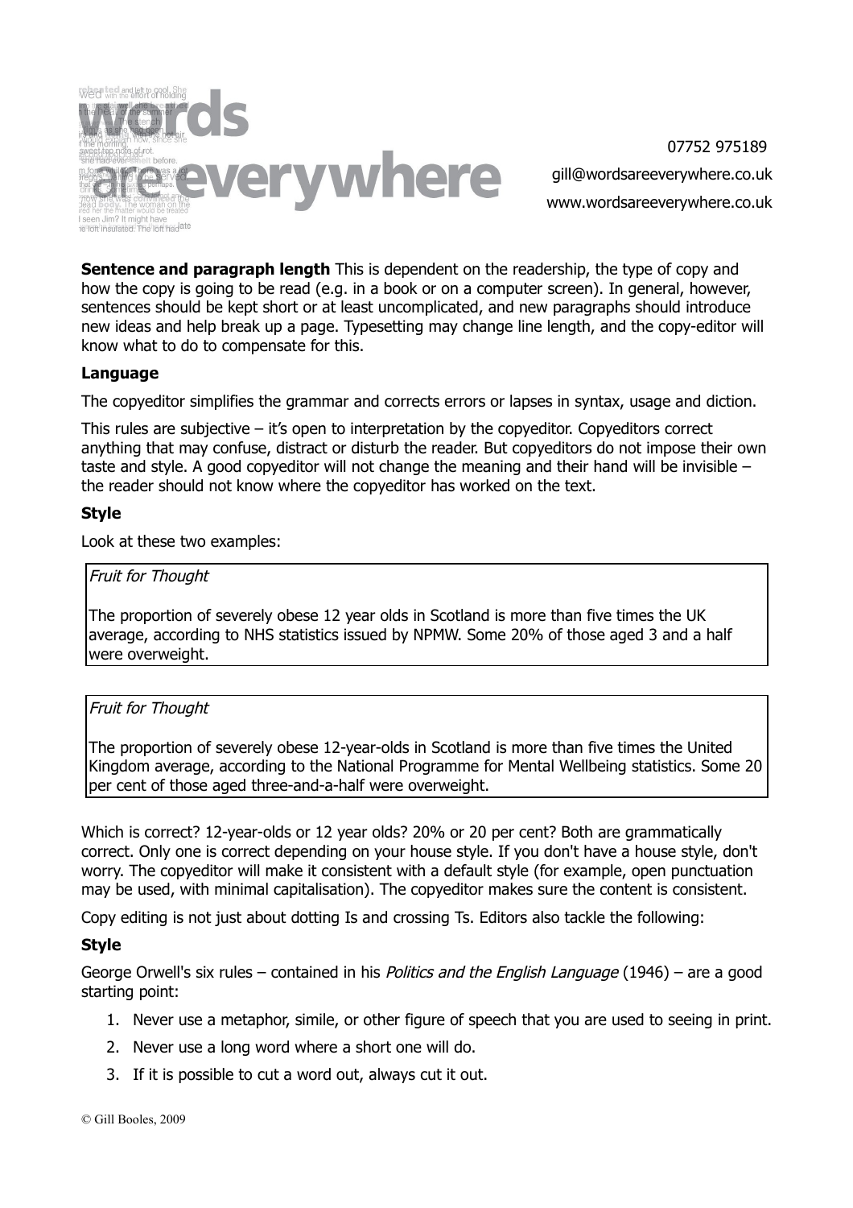**Sentence and paragraph length** This is dependent on the readership, the type of copy and how the copy is going to be read (e.g. in a book or on a computer screen). In general, however, sentences should be kept short or at least uncomplicated, and new paragraphs should introduce new ideas and help break up a page. Typesetting may change line length, and the copy-editor will know what to do to compensate for this.

**Language**

The copyeditor simplifies the grammar and corrects errors or lapses in syntax, usage and diction.

This rules are subjective – it's open to interpretation by the copyeditor. Copyeditors correct anything that may confuse, distract or disturb the reader. But copyeditors do not impose their own taste and style. A good copyeditor will not change the meaning and their hand will be invisible – the reader should not know where the copyeditor has worked on the text.

**Style**

Look at these two examples:

> *Fruit for Thought*
>
> The proportion of severely obese 12 year olds in Scotland is more than five times the UK average, according to NHS statistics issued by NPMW. Some 20% of those aged 3 and a half were overweight.

> *Fruit for Thought*
>
> The proportion of severely obese 12-year-olds in Scotland is more than five times the United Kingdom average, according to the National Programme for Mental Wellbeing statistics. Some 20 per cent of those aged three-and-a-half were overweight.

Which is correct? 12-year-olds or 12 year olds? 20% or 20 per cent? Both are grammatically correct. Only one is correct depending on your house style. If you don't have a house style, don't worry. The copyeditor will make it consistent with a default style (for example, open punctuation may be used, with minimal capitalisation). The copyeditor makes sure the content is consistent.

Copy editing is not just about dotting Is and crossing Ts. Editors also tackle the following:

**Style**

George Orwell's six rules – contained in his *Politics and the English Language* (1946) – are a good starting point:

1. Never use a metaphor, simile, or other figure of speech that you are used to seeing in print.
2. Never use a long word where a short one will do.
3. If it is possible to cut a word out, always cut it out.

© Gill Booles, 2009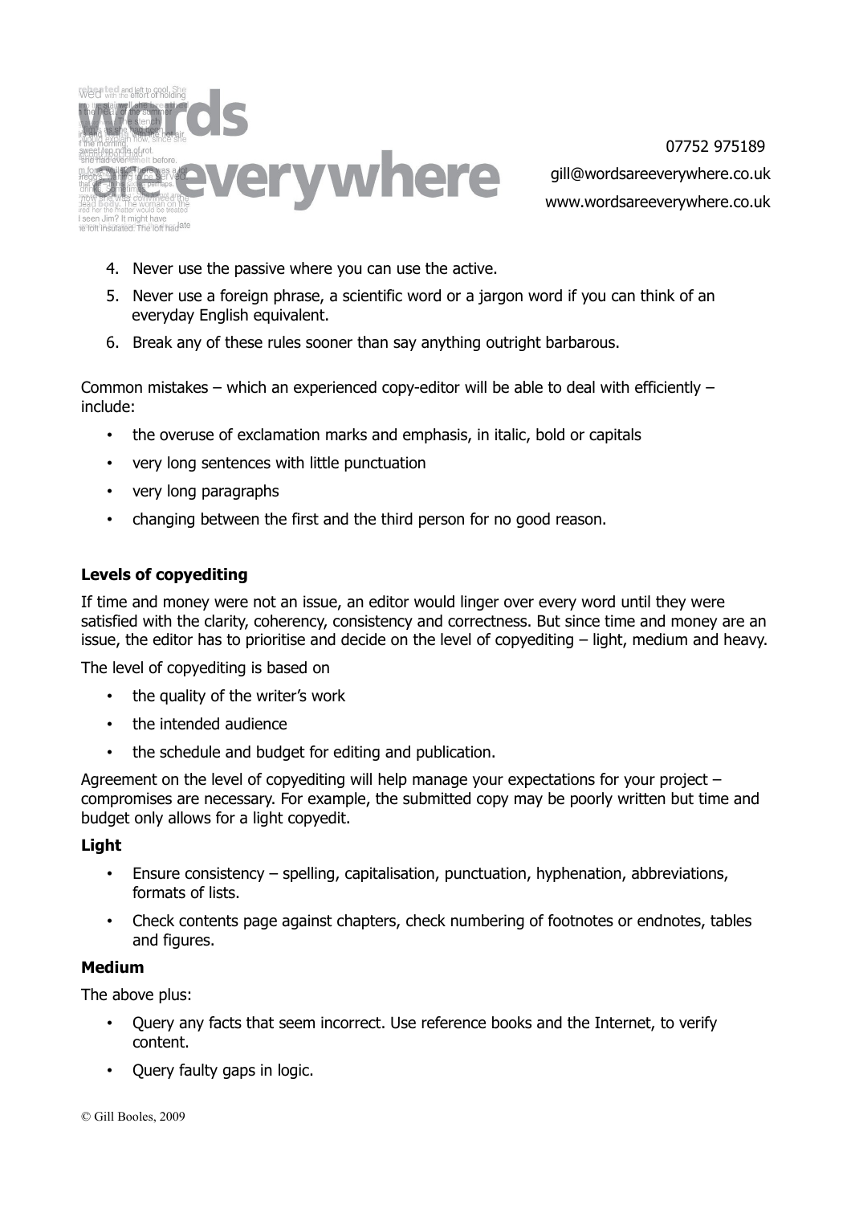4. Never use the passive where you can use the active.
5. Never use a foreign phrase, a scientific word or a jargon word if you can think of an everyday English equivalent.
6. Break any of these rules sooner than say anything outright barbarous.

Common mistakes – which an experienced copy-editor will be able to deal with efficiently – include:

- the overuse of exclamation marks and emphasis, in italic, bold or capitals
- very long sentences with little punctuation
- very long paragraphs
- changing between the first and the third person for no good reason.

**Levels of copyediting**

If time and money were not an issue, an editor would linger over every word until they were satisfied with the clarity, coherency, consistency and correctness. But since time and money are an issue, the editor has to prioritise and decide on the level of copyediting – light, medium and heavy.

The level of copyediting is based on

- the quality of the writer's work
- the intended audience
- the schedule and budget for editing and publication.

Agreement on the level of copyediting will help manage your expectations for your project – compromises are necessary. For example, the submitted copy may be poorly written but time and budget only allows for a light copyedit.

**Light**

- Ensure consistency – spelling, capitalisation, punctuation, hyphenation, abbreviations, formats of lists.
- Check contents page against chapters, check numbering of footnotes or endnotes, tables and figures.

**Medium**

The above plus:

- Query any facts that seem incorrect. Use reference books and the Internet, to verify content.
- Query faulty gaps in logic.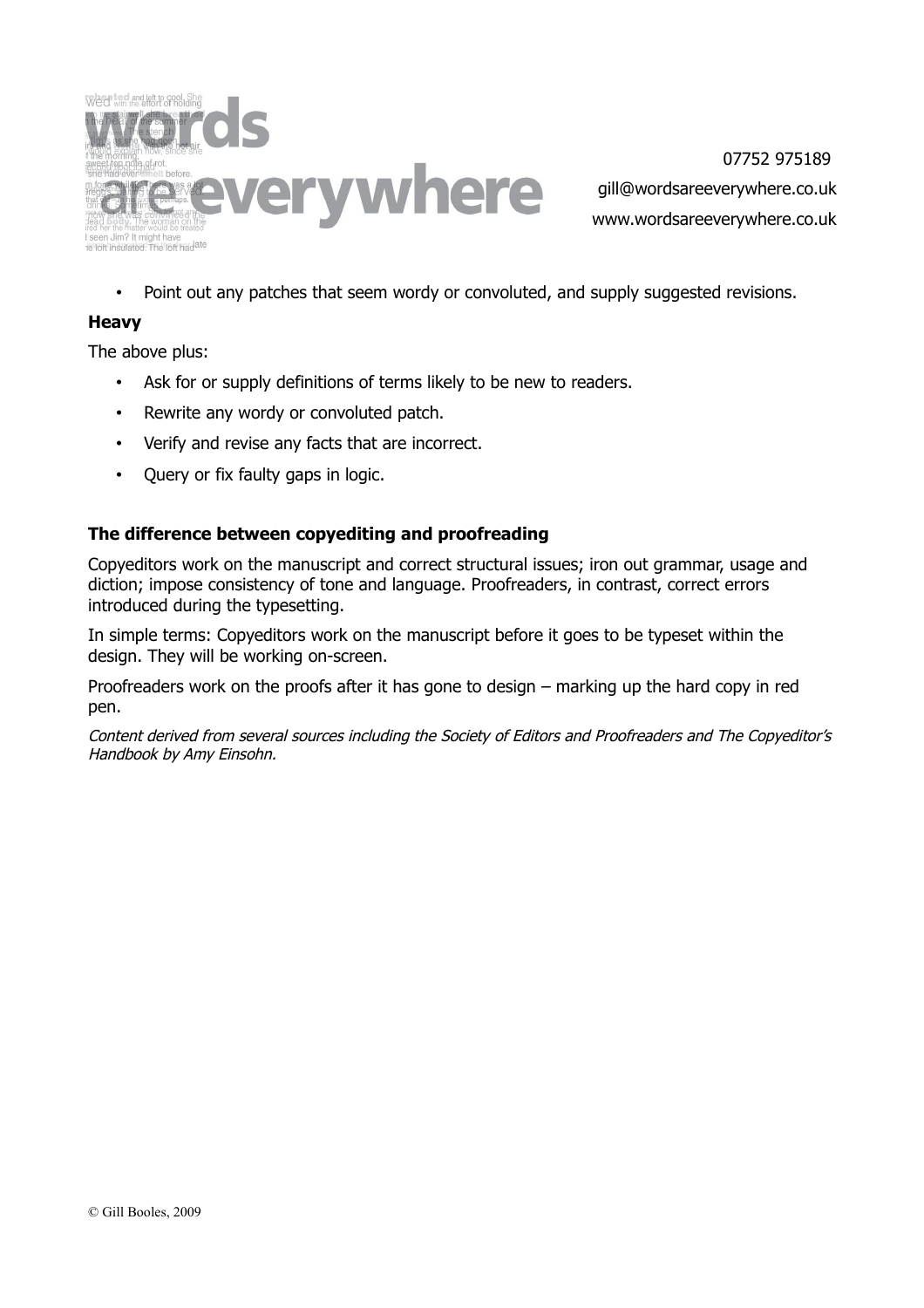- Point out any patches that seem wordy or convoluted, and supply suggested revisions.

**Heavy**

The above plus:

- Ask for or supply definitions of terms likely to be new to readers.
- Rewrite any wordy or convoluted patch.
- Verify and revise any facts that are incorrect.
- Query or fix faulty gaps in logic.

**The difference between copyediting and proofreading**

Copyeditors work on the manuscript and correct structural issues; iron out grammar, usage and diction; impose consistency of tone and language. Proofreaders, in contrast, correct errors introduced during the typesetting.

In simple terms: Copyeditors work on the manuscript before it goes to be typeset within the design. They will be working on-screen.

Proofreaders work on the proofs after it has gone to design – marking up the hard copy in red pen.

*Content derived from several sources including the Society of Editors and Proofreaders and The Copyeditor's Handbook by Amy Einsohn.*